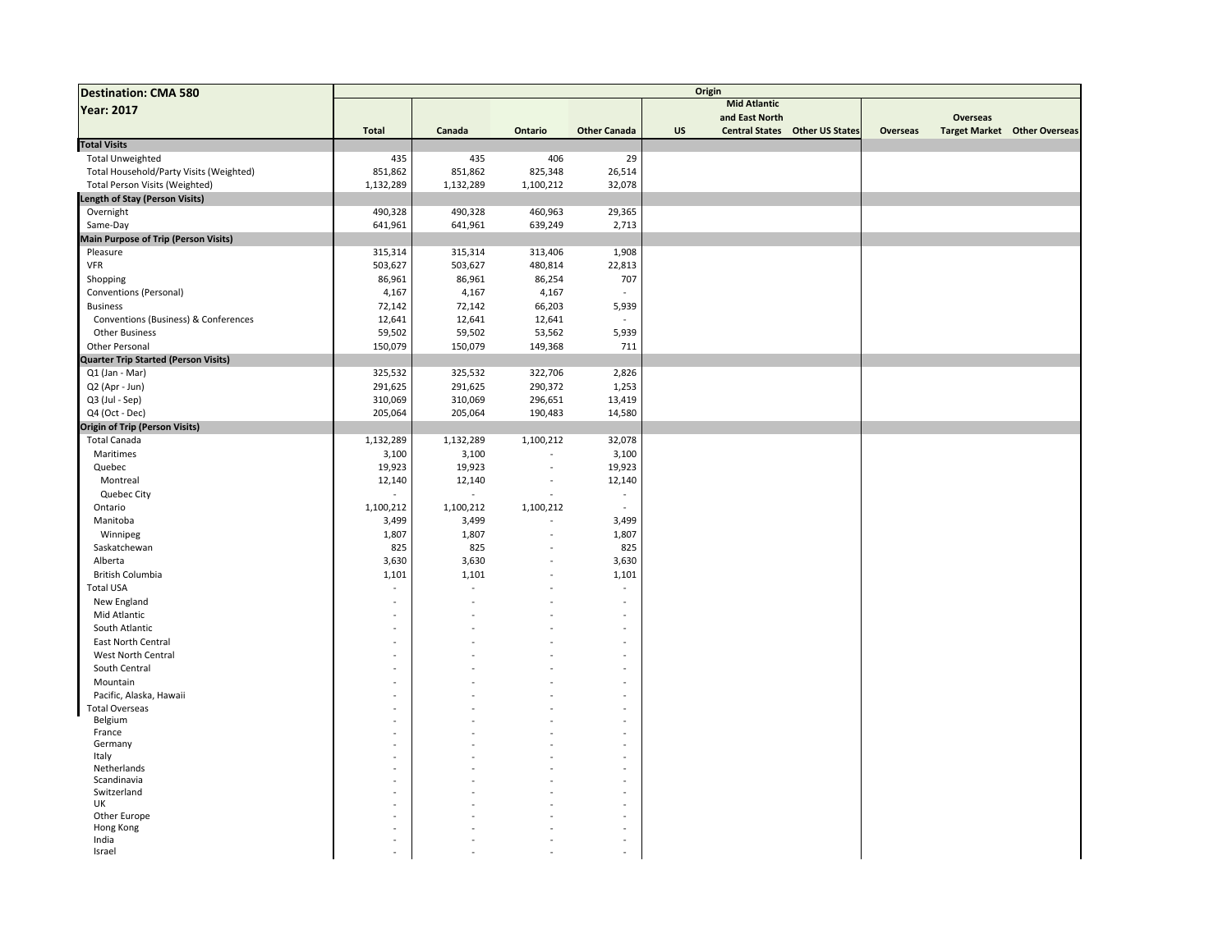| Destination: CMA 580 Year: 2017 | Origin | | | | | | | | | |
|---|---|---|---|---|---|---|---|---|---|---|
| | Total | Canada | Ontario | Other Canada | US | Mid Atlantic and East North Central States | Other US States | Overseas | Overseas Target Market | Other Overseas |
| **Total Visits** | | | | | | | | | | |
| Total Unweighted | 435 | 435 | 406 | 29 | | | | | | |
| Total Household/Party Visits (Weighted) | 851,862 | 851,862 | 825,348 | 26,514 | | | | | | |
| Total Person Visits (Weighted) | 1,132,289 | 1,132,289 | 1,100,212 | 32,078 | | | | | | |
| **Length of Stay (Person Visits)** | | | | | | | | | | |
| Overnight | 490,328 | 490,328 | 460,963 | 29,365 | | | | | | |
| Same-Day | 641,961 | 641,961 | 639,249 | 2,713 | | | | | | |
| **Main Purpose of Trip (Person Visits)** | | | | | | | | | | |
| Pleasure | 315,314 | 315,314 | 313,406 | 1,908 | | | | | | |
| VFR | 503,627 | 503,627 | 480,814 | 22,813 | | | | | | |
| Shopping | 86,961 | 86,961 | 86,254 | 707 | | | | | | |
| Conventions (Personal) | 4,167 | 4,167 | 4,167 | - | | | | | | |
| Business | 72,142 | 72,142 | 66,203 | 5,939 | | | | | | |
| Conventions (Business) & Conferences | 12,641 | 12,641 | 12,641 | - | | | | | | |
| Other Business | 59,502 | 59,502 | 53,562 | 5,939 | | | | | | |
| Other Personal | 150,079 | 150,079 | 149,368 | 711 | | | | | | |
| **Quarter Trip Started (Person Visits)** | | | | | | | | | | |
| Q1 (Jan - Mar) | 325,532 | 325,532 | 322,706 | 2,826 | | | | | | |
| Q2 (Apr - Jun) | 291,625 | 291,625 | 290,372 | 1,253 | | | | | | |
| Q3 (Jul - Sep) | 310,069 | 310,069 | 296,651 | 13,419 | | | | | | |
| Q4 (Oct - Dec) | 205,064 | 205,064 | 190,483 | 14,580 | | | | | | |
| **Origin of Trip (Person Visits)** | | | | | | | | | | |
| Total Canada | 1,132,289 | 1,132,289 | 1,100,212 | 32,078 | | | | | | |
| Maritimes | 3,100 | 3,100 | - | 3,100 | | | | | | |
| Quebec | 19,923 | 19,923 | - | 19,923 | | | | | | |
| Montreal | 12,140 | 12,140 | - | 12,140 | | | | | | |
| Quebec City | - | - | - | - | | | | | | |
| Ontario | 1,100,212 | 1,100,212 | 1,100,212 | - | | | | | | |
| Manitoba | 3,499 | 3,499 | - | 3,499 | | | | | | |
| Winnipeg | 1,807 | 1,807 | - | 1,807 | | | | | | |
| Saskatchewan | 825 | 825 | - | 825 | | | | | | |
| Alberta | 3,630 | 3,630 | - | 3,630 | | | | | | |
| British Columbia | 1,101 | 1,101 | - | 1,101 | | | | | | |
| Total USA | - | - | - | - | | | | | | |
| New England | - | - | - | - | | | | | | |
| Mid Atlantic | - | - | - | - | | | | | | |
| South Atlantic | - | - | - | - | | | | | | |
| East North Central | - | - | - | - | | | | | | |
| West North Central | - | - | - | - | | | | | | |
| South Central | - | - | - | - | | | | | | |
| Mountain | - | - | - | - | | | | | | |
| Pacific, Alaska, Hawaii | - | - | - | - | | | | | | |
| Total Overseas | - | - | - | - | | | | | | |
| Belgium | - | - | - | - | | | | | | |
| France | - | - | - | - | | | | | | |
| Germany | - | - | - | - | | | | | | |
| Italy | - | - | - | - | | | | | | |
| Netherlands | - | - | - | - | | | | | | |
| Scandinavia | - | - | - | - | | | | | | |
| Switzerland | - | - | - | - | | | | | | |
| UK | - | - | - | - | | | | | | |
| Other Europe | - | - | - | - | | | | | | |
| Hong Kong | - | - | - | - | | | | | | |
| India | - | - | - | - | | | | | | |
| Israel | - | - | - | - | | | | | | |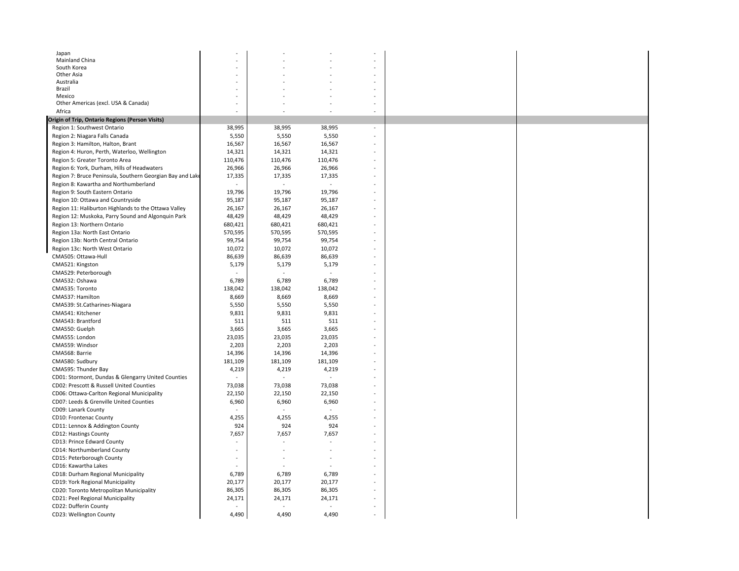| | | | | |
|---|---|---|---|---|
| Japan | - | - | - | - |
| Mainland China | - | - | - | - |
| South Korea | - | - | - | - |
| Other Asia | - | - | - | - |
| Australia | - | - | - | - |
| Brazil | - | - | - | - |
| Mexico | - | - | - | - |
| Other Americas (excl. USA & Canada) | - | - | - | - |
| Africa | - | - | - | - |
| **Origin of Trip, Ontario Regions (Person Visits)** | | | | |
| Region 1: Southwest Ontario | 38,995 | 38,995 | 38,995 | - |
| Region 2: Niagara Falls Canada | 5,550 | 5,550 | 5,550 | - |
| Region 3: Hamilton, Halton, Brant | 16,567 | 16,567 | 16,567 | - |
| Region 4: Huron, Perth, Waterloo, Wellington | 14,321 | 14,321 | 14,321 | - |
| Region 5: Greater Toronto Area | 110,476 | 110,476 | 110,476 | - |
| Region 6: York, Durham, Hills of Headwaters | 26,966 | 26,966 | 26,966 | - |
| Region 7: Bruce Peninsula, Southern Georgian Bay and Lake | 17,335 | 17,335 | 17,335 | - |
| Region 8: Kawartha and Northumberland | - | - | - | - |
| Region 9: South Eastern Ontario | 19,796 | 19,796 | 19,796 | - |
| Region 10: Ottawa and Countryside | 95,187 | 95,187 | 95,187 | - |
| Region 11: Haliburton Highlands to the Ottawa Valley | 26,167 | 26,167 | 26,167 | - |
| Region 12: Muskoka, Parry Sound and Algonquin Park | 48,429 | 48,429 | 48,429 | - |
| Region 13: Northern Ontario | 680,421 | 680,421 | 680,421 | - |
| Region 13a: North East Ontario | 570,595 | 570,595 | 570,595 | - |
| Region 13b: North Central Ontario | 99,754 | 99,754 | 99,754 | - |
| Region 13c: North West Ontario | 10,072 | 10,072 | 10,072 | - |
| CMA505: Ottawa-Hull | 86,639 | 86,639 | 86,639 | - |
| CMA521: Kingston | 5,179 | 5,179 | 5,179 | - |
| CMA529: Peterborough | - | - | - | - |
| CMA532: Oshawa | 6,789 | 6,789 | 6,789 | - |
| CMA535: Toronto | 138,042 | 138,042 | 138,042 | - |
| CMA537: Hamilton | 8,669 | 8,669 | 8,669 | - |
| CMA539: St.Catharines-Niagara | 5,550 | 5,550 | 5,550 | - |
| CMA541: Kitchener | 9,831 | 9,831 | 9,831 | - |
| CMA543: Brantford | 511 | 511 | 511 | - |
| CMA550: Guelph | 3,665 | 3,665 | 3,665 | - |
| CMA555: London | 23,035 | 23,035 | 23,035 | - |
| CMA559: Windsor | 2,203 | 2,203 | 2,203 | - |
| CMA568: Barrie | 14,396 | 14,396 | 14,396 | - |
| CMA580: Sudbury | 181,109 | 181,109 | 181,109 | - |
| CMA595: Thunder Bay | 4,219 | 4,219 | 4,219 | - |
| CD01: Stormont, Dundas & Glengarry United Counties | - | - | - | - |
| CD02: Prescott & Russell United Counties | 73,038 | 73,038 | 73,038 | - |
| CD06: Ottawa-Carlton Regional Municipality | 22,150 | 22,150 | 22,150 | - |
| CD07: Leeds & Grenville United Counties | 6,960 | 6,960 | 6,960 | - |
| CD09: Lanark County | - | - | - | - |
| CD10: Frontenac County | 4,255 | 4,255 | 4,255 | - |
| CD11: Lennox & Addington County | 924 | 924 | 924 | - |
| CD12: Hastings County | 7,657 | 7,657 | 7,657 | - |
| CD13: Prince Edward County | - | - | - | - |
| CD14: Northumberland County | - | - | - | - |
| CD15: Peterborough County | - | - | - | - |
| CD16: Kawartha Lakes | - | - | - | - |
| CD18: Durham Regional Municipality | 6,789 | 6,789 | 6,789 | - |
| CD19: York Regional Municipality | 20,177 | 20,177 | 20,177 | - |
| CD20: Toronto Metropolitan Municipality | 86,305 | 86,305 | 86,305 | - |
| CD21: Peel Regional Municipality | 24,171 | 24,171 | 24,171 | - |
| CD22: Dufferin County | - | - | - | - |
| CD23: Wellington County | 4,490 | 4,490 | 4,490 | - |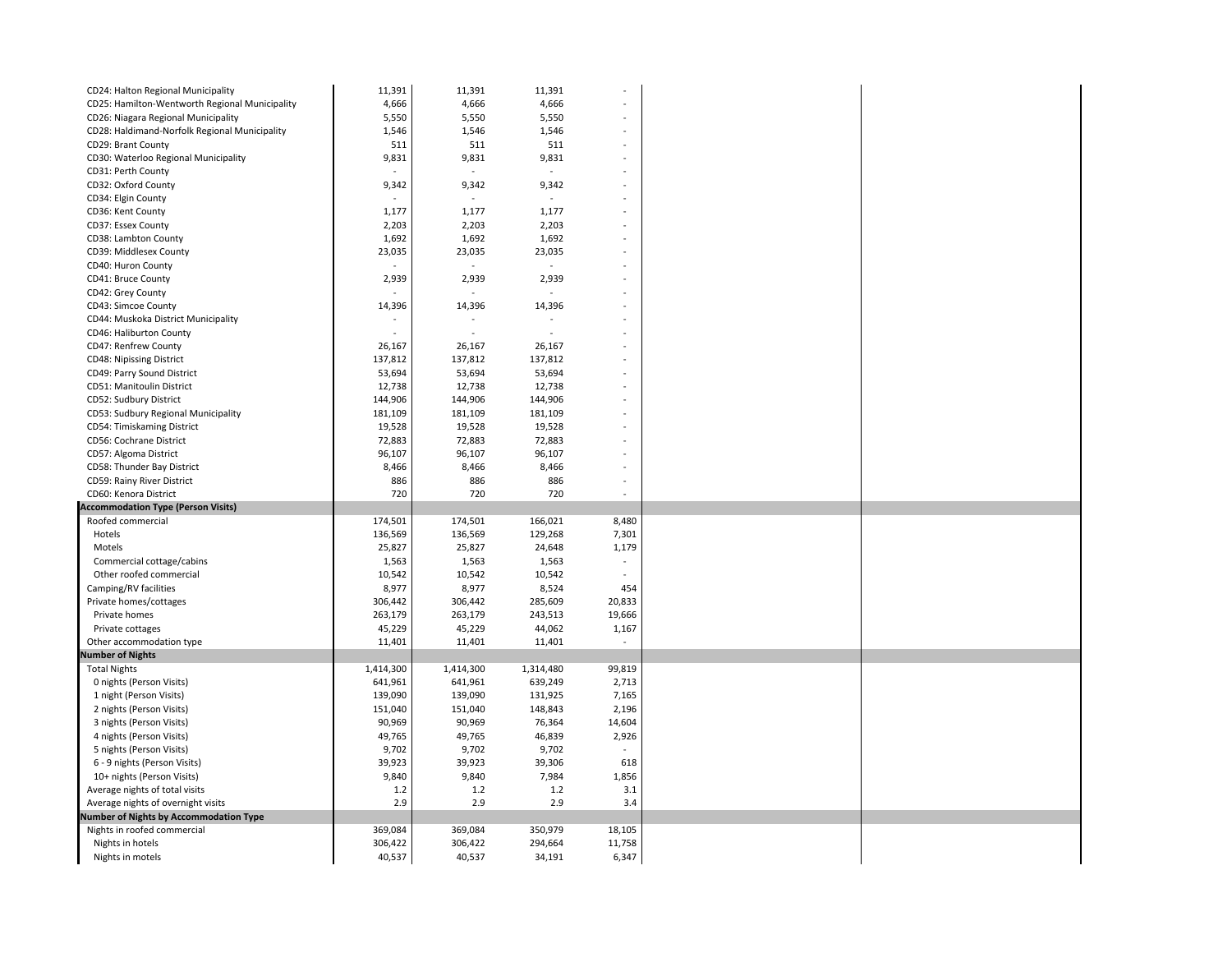| | | | | | | |
|---|---|---|---|---|---|---|
| CD24: Halton Regional Municipality | 11,391 | 11,391 | 11,391 | - | | |
| CD25: Hamilton-Wentworth Regional Municipality | 4,666 | 4,666 | 4,666 | - | | |
| CD26: Niagara Regional Municipality | 5,550 | 5,550 | 5,550 | - | | |
| CD28: Haldimand-Norfolk Regional Municipality | 1,546 | 1,546 | 1,546 | - | | |
| CD29: Brant County | 511 | 511 | 511 | - | | |
| CD30: Waterloo Regional Municipality | 9,831 | 9,831 | 9,831 | - | | |
| CD31: Perth County | - | - | - | - | | |
| CD32: Oxford County | 9,342 | 9,342 | 9,342 | - | | |
| CD34: Elgin County | - | - | - | - | | |
| CD36: Kent County | 1,177 | 1,177 | 1,177 | - | | |
| CD37: Essex County | 2,203 | 2,203 | 2,203 | - | | |
| CD38: Lambton County | 1,692 | 1,692 | 1,692 | - | | |
| CD39: Middlesex County | 23,035 | 23,035 | 23,035 | - | | |
| CD40: Huron County | - | - | - | - | | |
| CD41: Bruce County | 2,939 | 2,939 | 2,939 | - | | |
| CD42: Grey County | - | - | - | - | | |
| CD43: Simcoe County | 14,396 | 14,396 | 14,396 | - | | |
| CD44: Muskoka District Municipality | - | - | - | - | | |
| CD46: Haliburton County | - | - | - | - | | |
| CD47: Renfrew County | 26,167 | 26,167 | 26,167 | - | | |
| CD48: Nipissing District | 137,812 | 137,812 | 137,812 | - | | |
| CD49: Parry Sound District | 53,694 | 53,694 | 53,694 | - | | |
| CD51: Manitoulin District | 12,738 | 12,738 | 12,738 | - | | |
| CD52: Sudbury District | 144,906 | 144,906 | 144,906 | - | | |
| CD53: Sudbury Regional Municipality | 181,109 | 181,109 | 181,109 | - | | |
| CD54: Timiskaming District | 19,528 | 19,528 | 19,528 | - | | |
| CD56: Cochrane District | 72,883 | 72,883 | 72,883 | - | | |
| CD57: Algoma District | 96,107 | 96,107 | 96,107 | - | | |
| CD58: Thunder Bay District | 8,466 | 8,466 | 8,466 | - | | |
| CD59: Rainy River District | 886 | 886 | 886 | - | | |
| CD60: Kenora District | 720 | 720 | 720 | - | | |
| **Accommodation Type (Person Visits)** | | | | | | |
| Roofed commercial | 174,501 | 174,501 | 166,021 | 8,480 | | |
| Hotels | 136,569 | 136,569 | 129,268 | 7,301 | | |
| Motels | 25,827 | 25,827 | 24,648 | 1,179 | | |
| Commercial cottage/cabins | 1,563 | 1,563 | 1,563 | - | | |
| Other roofed commercial | 10,542 | 10,542 | 10,542 | - | | |
| Camping/RV facilities | 8,977 | 8,977 | 8,524 | 454 | | |
| Private homes/cottages | 306,442 | 306,442 | 285,609 | 20,833 | | |
| Private homes | 263,179 | 263,179 | 243,513 | 19,666 | | |
| Private cottages | 45,229 | 45,229 | 44,062 | 1,167 | | |
| Other accommodation type | 11,401 | 11,401 | 11,401 | - | | |
| **Number of Nights** | | | | | | |
| Total Nights | 1,414,300 | 1,414,300 | 1,314,480 | 99,819 | | |
| 0 nights (Person Visits) | 641,961 | 641,961 | 639,249 | 2,713 | | |
| 1 night (Person Visits) | 139,090 | 139,090 | 131,925 | 7,165 | | |
| 2 nights (Person Visits) | 151,040 | 151,040 | 148,843 | 2,196 | | |
| 3 nights (Person Visits) | 90,969 | 90,969 | 76,364 | 14,604 | | |
| 4 nights (Person Visits) | 49,765 | 49,765 | 46,839 | 2,926 | | |
| 5 nights (Person Visits) | 9,702 | 9,702 | 9,702 | - | | |
| 6 - 9 nights (Person Visits) | 39,923 | 39,923 | 39,306 | 618 | | |
| 10+ nights (Person Visits) | 9,840 | 9,840 | 7,984 | 1,856 | | |
| Average nights of total visits | 1.2 | 1.2 | 1.2 | 3.1 | | |
| Average nights of overnight visits | 2.9 | 2.9 | 2.9 | 3.4 | | |
| **Number of Nights by Accommodation Type** | | | | | | |
| Nights in roofed commercial | 369,084 | 369,084 | 350,979 | 18,105 | | |
| Nights in hotels | 306,422 | 306,422 | 294,664 | 11,758 | | |
| Nights in motels | 40,537 | 40,537 | 34,191 | 6,347 | | |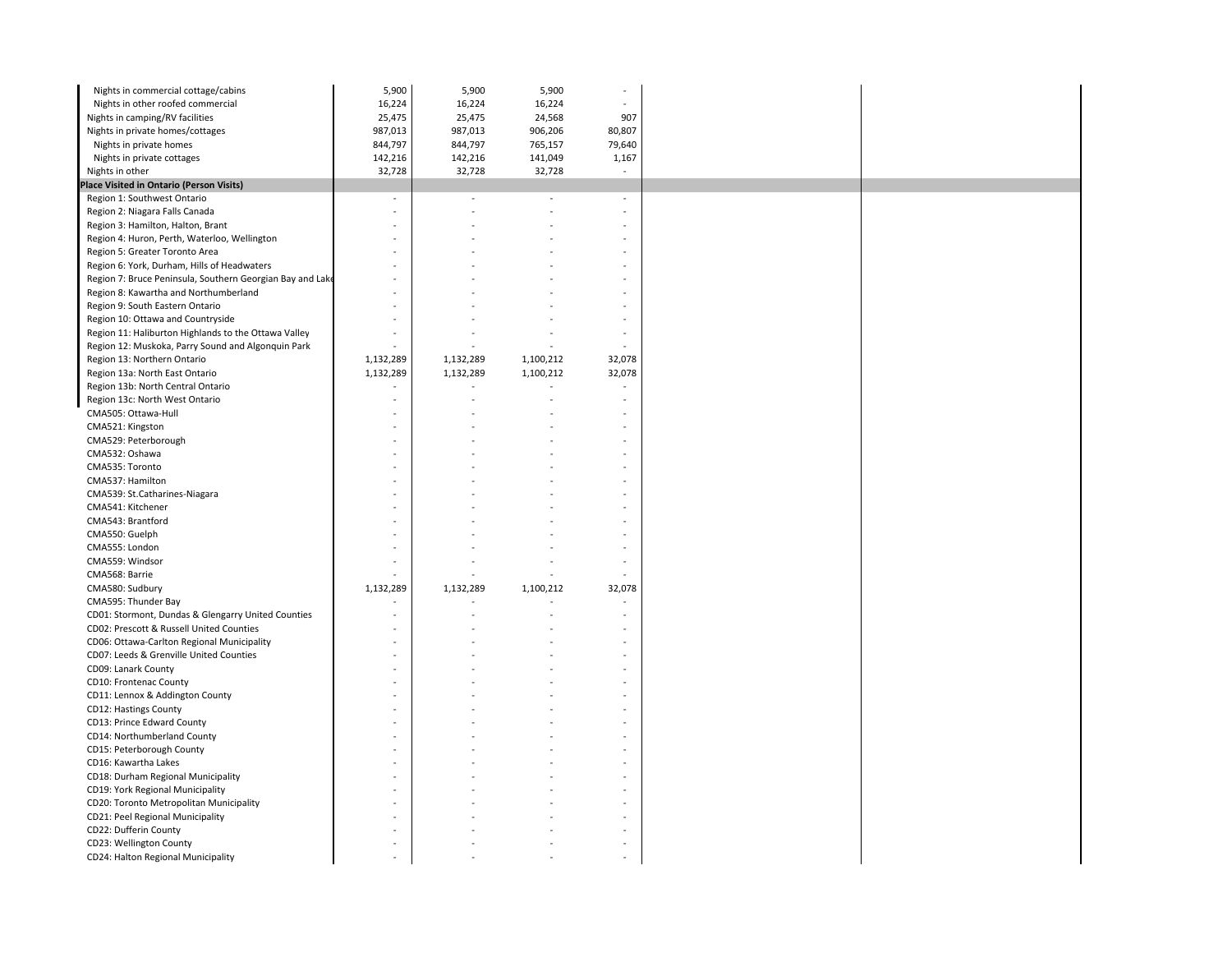| | | | | |
|---|---|---|---|---|
| Nights in commercial cottage/cabins | 5,900 | 5,900 | 5,900 | - |
| Nights in other roofed commercial | 16,224 | 16,224 | 16,224 | - |
| Nights in camping/RV facilities | 25,475 | 25,475 | 24,568 | 907 |
| Nights in private homes/cottages | 987,013 | 987,013 | 906,206 | 80,807 |
| Nights in private homes | 844,797 | 844,797 | 765,157 | 79,640 |
| Nights in private cottages | 142,216 | 142,216 | 141,049 | 1,167 |
| Nights in other | 32,728 | 32,728 | 32,728 | - |
| **Place Visited in Ontario (Person Visits)** | | | | |
| Region 1: Southwest Ontario | - | - | - | - |
| Region 2: Niagara Falls Canada | - | - | - | - |
| Region 3: Hamilton, Halton, Brant | - | - | - | - |
| Region 4: Huron, Perth, Waterloo, Wellington | - | - | - | - |
| Region 5: Greater Toronto Area | - | - | - | - |
| Region 6: York, Durham, Hills of Headwaters | - | - | - | - |
| Region 7: Bruce Peninsula, Southern Georgian Bay and Lake | - | - | - | - |
| Region 8: Kawartha and Northumberland | - | - | - | - |
| Region 9: South Eastern Ontario | - | - | - | - |
| Region 10: Ottawa and Countryside | - | - | - | - |
| Region 11: Haliburton Highlands to the Ottawa Valley | - | - | - | - |
| Region 12: Muskoka, Parry Sound and Algonquin Park | - | - | - | - |
| Region 13: Northern Ontario | 1,132,289 | 1,132,289 | 1,100,212 | 32,078 |
| Region 13a: North East Ontario | 1,132,289 | 1,132,289 | 1,100,212 | 32,078 |
| Region 13b: North Central Ontario | - | - | - | - |
| Region 13c: North West Ontario | - | - | - | - |
| CMA505: Ottawa-Hull | - | - | - | - |
| CMA521: Kingston | - | - | - | - |
| CMA529: Peterborough | - | - | - | - |
| CMA532: Oshawa | - | - | - | - |
| CMA535: Toronto | - | - | - | - |
| CMA537: Hamilton | - | - | - | - |
| CMA539: St.Catharines-Niagara | - | - | - | - |
| CMA541: Kitchener | - | - | - | - |
| CMA543: Brantford | - | - | - | - |
| CMA550: Guelph | - | - | - | - |
| CMA555: London | - | - | - | - |
| CMA559: Windsor | - | - | - | - |
| CMA568: Barrie | - | - | - | - |
| CMA580: Sudbury | 1,132,289 | 1,132,289 | 1,100,212 | 32,078 |
| CMA595: Thunder Bay | - | - | - | - |
| CD01: Stormont, Dundas & Glengarry United Counties | - | - | - | - |
| CD02: Prescott & Russell United Counties | - | - | - | - |
| CD06: Ottawa-Carlton Regional Municipality | - | - | - | - |
| CD07: Leeds & Grenville United Counties | - | - | - | - |
| CD09: Lanark County | - | - | - | - |
| CD10: Frontenac County | - | - | - | - |
| CD11: Lennox & Addington County | - | - | - | - |
| CD12: Hastings County | - | - | - | - |
| CD13: Prince Edward County | - | - | - | - |
| CD14: Northumberland County | - | - | - | - |
| CD15: Peterborough County | - | - | - | - |
| CD16: Kawartha Lakes | - | - | - | - |
| CD18: Durham Regional Municipality | - | - | - | - |
| CD19: York Regional Municipality | - | - | - | - |
| CD20: Toronto Metropolitan Municipality | - | - | - | - |
| CD21: Peel Regional Municipality | - | - | - | - |
| CD22: Dufferin County | - | - | - | - |
| CD23: Wellington County | - | - | - | - |
| CD24: Halton Regional Municipality | - | - | - | - |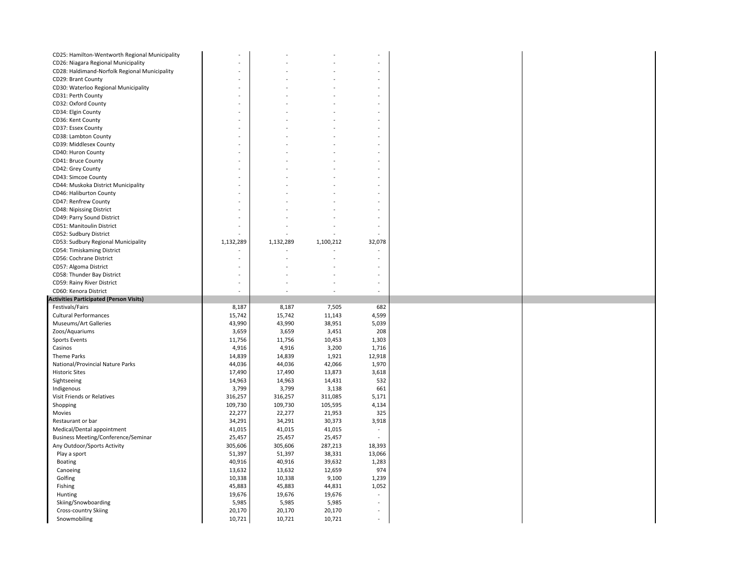| | | | | | | |
|---|---|---|---|---|---|---|
| CD25: Hamilton-Wentworth Regional Municipality | - | - | - | - | | |
| CD26: Niagara Regional Municipality | - | - | - | - | | |
| CD28: Haldimand-Norfolk Regional Municipality | - | - | - | - | | |
| CD29: Brant County | - | - | - | - | | |
| CD30: Waterloo Regional Municipality | - | - | - | - | | |
| CD31: Perth County | - | - | - | - | | |
| CD32: Oxford County | - | - | - | - | | |
| CD34: Elgin County | - | - | - | - | | |
| CD36: Kent County | - | - | - | - | | |
| CD37: Essex County | - | - | - | - | | |
| CD38: Lambton County | - | - | - | - | | |
| CD39: Middlesex County | - | - | - | - | | |
| CD40: Huron County | - | - | - | - | | |
| CD41: Bruce County | - | - | - | - | | |
| CD42: Grey County | - | - | - | - | | |
| CD43: Simcoe County | - | - | - | - | | |
| CD44: Muskoka District Municipality | - | - | - | - | | |
| CD46: Haliburton County | - | - | - | - | | |
| CD47: Renfrew County | - | - | - | - | | |
| CD48: Nipissing District | - | - | - | - | | |
| CD49: Parry Sound District | - | - | - | - | | |
| CD51: Manitoulin District | - | - | - | - | | |
| CD52: Sudbury District | - | - | - | - | | |
| CD53: Sudbury Regional Municipality | 1,132,289 | 1,132,289 | 1,100,212 | 32,078 | | |
| CD54: Timiskaming District | - | - | - | - | | |
| CD56: Cochrane District | - | - | - | - | | |
| CD57: Algoma District | - | - | - | - | | |
| CD58: Thunder Bay District | - | - | - | - | | |
| CD59: Rainy River District | - | - | - | - | | |
| CD60: Kenora District | - | - | - | - | | |
| **Activities Participated (Person Visits)** | | | | | | |
| Festivals/Fairs | 8,187 | 8,187 | 7,505 | 682 | | |
| Cultural Performances | 15,742 | 15,742 | 11,143 | 4,599 | | |
| Museums/Art Galleries | 43,990 | 43,990 | 38,951 | 5,039 | | |
| Zoos/Aquariums | 3,659 | 3,659 | 3,451 | 208 | | |
| Sports Events | 11,756 | 11,756 | 10,453 | 1,303 | | |
| Casinos | 4,916 | 4,916 | 3,200 | 1,716 | | |
| Theme Parks | 14,839 | 14,839 | 1,921 | 12,918 | | |
| National/Provincial Nature Parks | 44,036 | 44,036 | 42,066 | 1,970 | | |
| Historic Sites | 17,490 | 17,490 | 13,873 | 3,618 | | |
| Sightseeing | 14,963 | 14,963 | 14,431 | 532 | | |
| Indigenous | 3,799 | 3,799 | 3,138 | 661 | | |
| Visit Friends or Relatives | 316,257 | 316,257 | 311,085 | 5,171 | | |
| Shopping | 109,730 | 109,730 | 105,595 | 4,134 | | |
| Movies | 22,277 | 22,277 | 21,953 | 325 | | |
| Restaurant or bar | 34,291 | 34,291 | 30,373 | 3,918 | | |
| Medical/Dental appointment | 41,015 | 41,015 | 41,015 | - | | |
| Business Meeting/Conference/Seminar | 25,457 | 25,457 | 25,457 | - | | |
| Any Outdoor/Sports Activity | 305,606 | 305,606 | 287,213 | 18,393 | | |
| Play a sport | 51,397 | 51,397 | 38,331 | 13,066 | | |
| Boating | 40,916 | 40,916 | 39,632 | 1,283 | | |
| Canoeing | 13,632 | 13,632 | 12,659 | 974 | | |
| Golfing | 10,338 | 10,338 | 9,100 | 1,239 | | |
| Fishing | 45,883 | 45,883 | 44,831 | 1,052 | | |
| Hunting | 19,676 | 19,676 | 19,676 | - | | |
| Skiing/Snowboarding | 5,985 | 5,985 | 5,985 | - | | |
| Cross-country Skiing | 20,170 | 20,170 | 20,170 | - | | |
| Snowmobiling | 10,721 | 10,721 | 10,721 | - | | |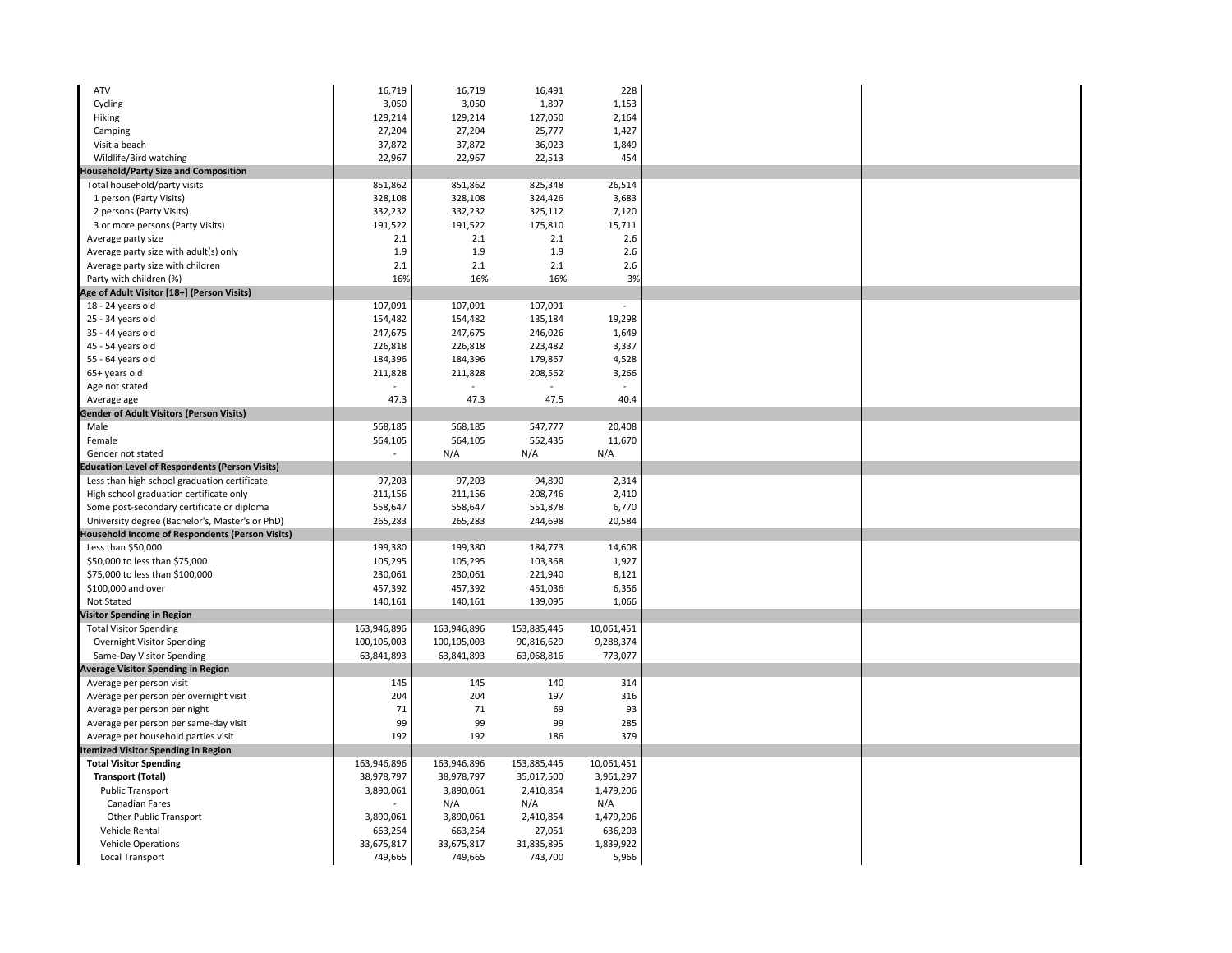| | | | | |
|---|---|---|---|---|
| ATV | 16,719 | 16,719 | 16,491 | 228 |
| Cycling | 3,050 | 3,050 | 1,897 | 1,153 |
| Hiking | 129,214 | 129,214 | 127,050 | 2,164 |
| Camping | 27,204 | 27,204 | 25,777 | 1,427 |
| Visit a beach | 37,872 | 37,872 | 36,023 | 1,849 |
| Wildlife/Bird watching | 22,967 | 22,967 | 22,513 | 454 |
| **Household/Party Size and Composition** | | | | |
| Total household/party visits | 851,862 | 851,862 | 825,348 | 26,514 |
| 1 person (Party Visits) | 328,108 | 328,108 | 324,426 | 3,683 |
| 2 persons (Party Visits) | 332,232 | 332,232 | 325,112 | 7,120 |
| 3 or more persons (Party Visits) | 191,522 | 191,522 | 175,810 | 15,711 |
| Average party size | 2.1 | 2.1 | 2.1 | 2.6 |
| Average party size with adult(s) only | 1.9 | 1.9 | 1.9 | 2.6 |
| Average party size with children | 2.1 | 2.1 | 2.1 | 2.6 |
| Party with children (%) | 16% | 16% | 16% | 3% |
| **Age of Adult Visitor [18+] (Person Visits)** | | | | |
| 18 - 24 years old | 107,091 | 107,091 | 107,091 | - |
| 25 - 34 years old | 154,482 | 154,482 | 135,184 | 19,298 |
| 35 - 44 years old | 247,675 | 247,675 | 246,026 | 1,649 |
| 45 - 54 years old | 226,818 | 226,818 | 223,482 | 3,337 |
| 55 - 64 years old | 184,396 | 184,396 | 179,867 | 4,528 |
| 65+ years old | 211,828 | 211,828 | 208,562 | 3,266 |
| Age not stated | - | - | - | - |
| Average age | 47.3 | 47.3 | 47.5 | 40.4 |
| **Gender of Adult Visitors (Person Visits)** | | | | |
| Male | 568,185 | 568,185 | 547,777 | 20,408 |
| Female | 564,105 | 564,105 | 552,435 | 11,670 |
| Gender not stated | - | N/A | N/A | N/A |
| **Education Level of Respondents (Person Visits)** | | | | |
| Less than high school graduation certificate | 97,203 | 97,203 | 94,890 | 2,314 |
| High school graduation certificate only | 211,156 | 211,156 | 208,746 | 2,410 |
| Some post-secondary certificate or diploma | 558,647 | 558,647 | 551,878 | 6,770 |
| University degree (Bachelor's, Master's or PhD) | 265,283 | 265,283 | 244,698 | 20,584 |
| **Household Income of Respondents (Person Visits)** | | | | |
| Less than $50,000 | 199,380 | 199,380 | 184,773 | 14,608 |
| $50,000 to less than $75,000 | 105,295 | 105,295 | 103,368 | 1,927 |
| $75,000 to less than $100,000 | 230,061 | 230,061 | 221,940 | 8,121 |
| $100,000 and over | 457,392 | 457,392 | 451,036 | 6,356 |
| Not Stated | 140,161 | 140,161 | 139,095 | 1,066 |
| **Visitor Spending in Region** | | | | |
| Total Visitor Spending | 163,946,896 | 163,946,896 | 153,885,445 | 10,061,451 |
| Overnight Visitor Spending | 100,105,003 | 100,105,003 | 90,816,629 | 9,288,374 |
| Same-Day Visitor Spending | 63,841,893 | 63,841,893 | 63,068,816 | 773,077 |
| **Average Visitor Spending in Region** | | | | |
| Average per person visit | 145 | 145 | 140 | 314 |
| Average per person per overnight visit | 204 | 204 | 197 | 316 |
| Average per person per night | 71 | 71 | 69 | 93 |
| Average per person per same-day visit | 99 | 99 | 99 | 285 |
| Average per household parties visit | 192 | 192 | 186 | 379 |
| **Itemized Visitor Spending in Region** | | | | |
| **Total Visitor Spending** | 163,946,896 | 163,946,896 | 153,885,445 | 10,061,451 |
| **Transport (Total)** | 38,978,797 | 38,978,797 | 35,017,500 | 3,961,297 |
| Public Transport | 3,890,061 | 3,890,061 | 2,410,854 | 1,479,206 |
| Canadian Fares | - | N/A | N/A | N/A |
| Other Public Transport | 3,890,061 | 3,890,061 | 2,410,854 | 1,479,206 |
| Vehicle Rental | 663,254 | 663,254 | 27,051 | 636,203 |
| Vehicle Operations | 33,675,817 | 33,675,817 | 31,835,895 | 1,839,922 |
| Local Transport | 749,665 | 749,665 | 743,700 | 5,966 |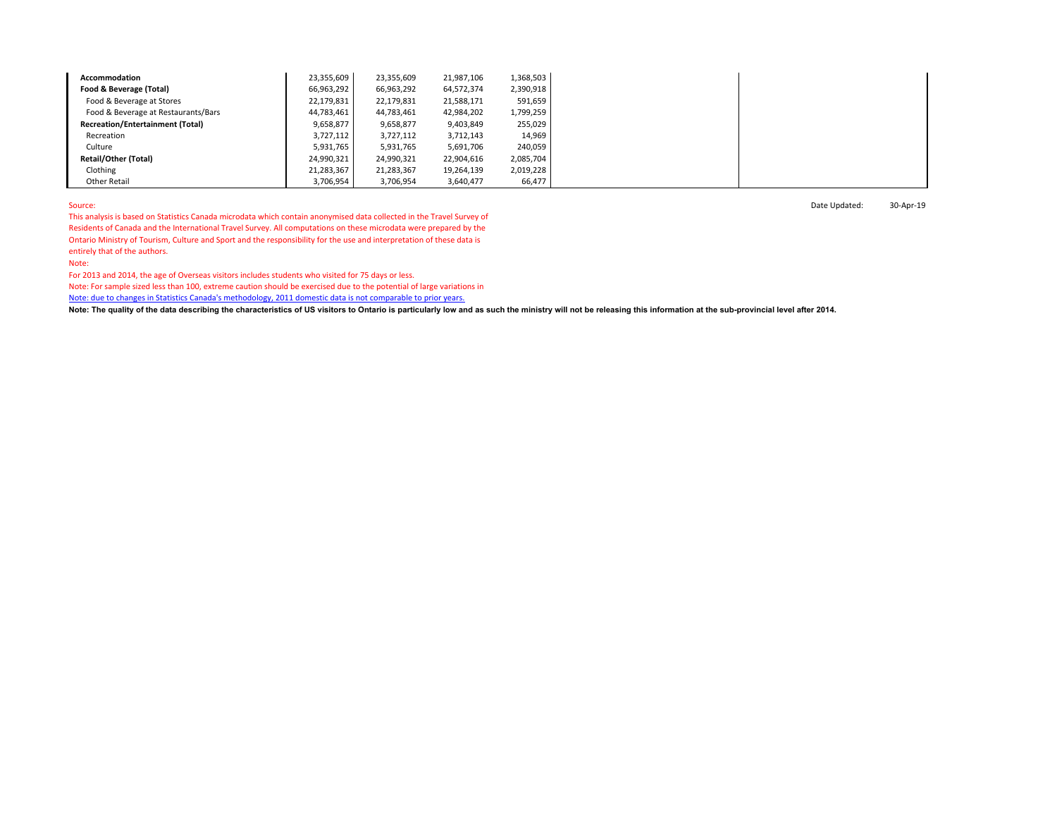| | | | | |
|---|---|---|---|---|
| **Accommodation** | 23,355,609 | 23,355,609 | 21,987,106 | 1,368,503 |
| **Food & Beverage (Total)** | 66,963,292 | 66,963,292 | 64,572,374 | 2,390,918 |
| Food & Beverage at Stores | 22,179,831 | 22,179,831 | 21,588,171 | 591,659 |
| Food & Beverage at Restaurants/Bars | 44,783,461 | 44,783,461 | 42,984,202 | 1,799,259 |
| **Recreation/Entertainment (Total)** | 9,658,877 | 9,658,877 | 9,403,849 | 255,029 |
| Recreation | 3,727,112 | 3,727,112 | 3,712,143 | 14,969 |
| Culture | 5,931,765 | 5,931,765 | 5,691,706 | 240,059 |
| **Retail/Other (Total)** | 24,990,321 | 24,990,321 | 22,904,616 | 2,085,704 |
| Clothing | 21,283,367 | 21,283,367 | 19,264,139 | 2,019,228 |
| Other Retail | 3,706,954 | 3,706,954 | 3,640,477 | 66,477 |

Source:

Date Updated: 30-Apr-19

This analysis is based on Statistics Canada microdata which contain anonymised data collected in the Travel Survey of Residents of Canada and the International Travel Survey. All computations on these microdata were prepared by the Ontario Ministry of Tourism, Culture and Sport and the responsibility for the use and interpretation of these data is entirely that of the authors.

Note:

For 2013 and 2014, the age of Overseas visitors includes students who visited for 75 days or less.

Note: For sample sized less than 100, extreme caution should be exercised due to the potential of large variations in

Note: due to changes in Statistics Canada's methodology, 2011 domestic data is not comparable to prior years.

**Note: The quality of the data describing the characteristics of US visitors to Ontario is particularly low and as such the ministry will not be releasing this information at the sub-provincial level after 2014.**